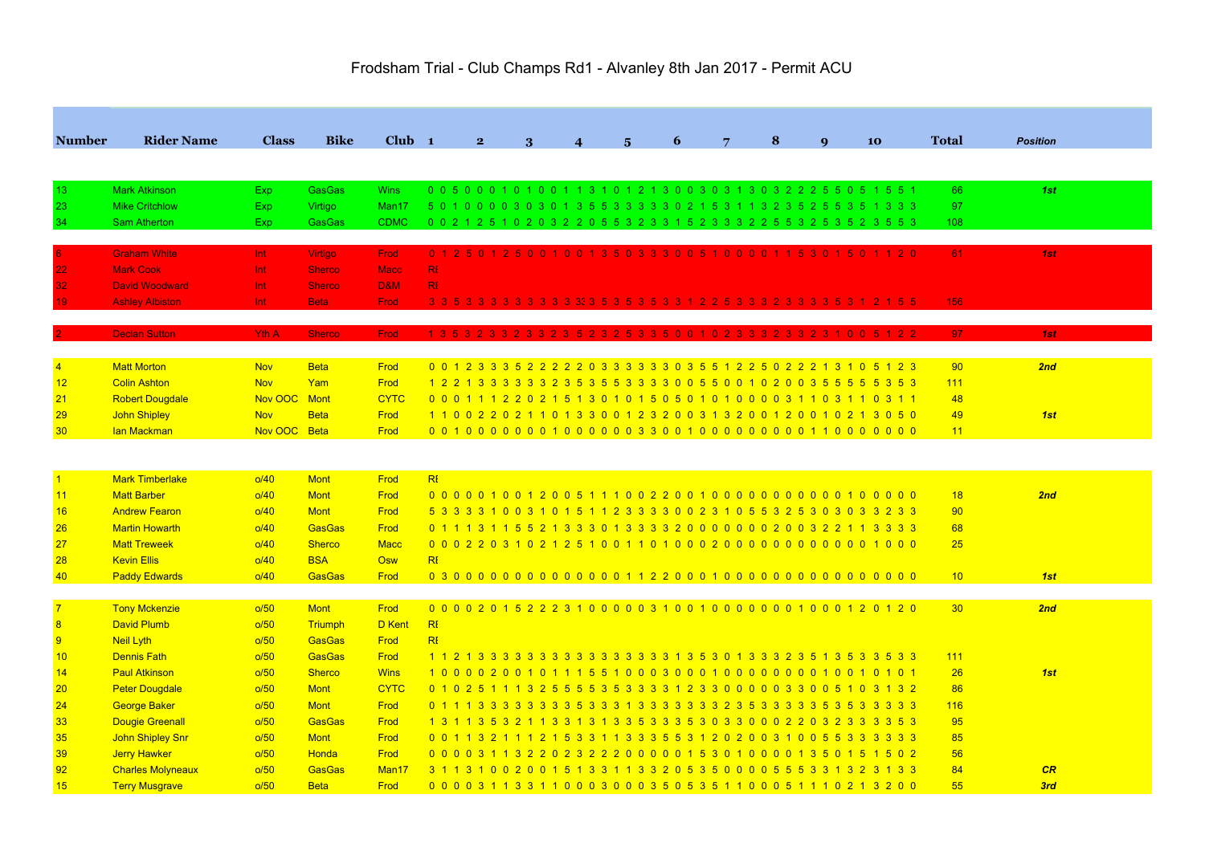# Frodsham Trial - Club Champs Rd1 - Alvanley 8th Jan 2017 - Permit ACU

| Number | Rider Name | Class | Bike | Club | 1 2 3 4 5 6 7 8 9 10 | Total | Position |
|---|---|---|---|---|---|---|---|
| 13 | Mark Atkinson | Exp | GasGas | Wins | 0 0 5 0 0 0 1 0 1 0 0 1 1 3 1 0 1 2 1 3 0 0 3 0 3 1 3 0 3 2 2 2 5 5 0 5 1 5 5 1 | 66 | 1st |
| 23 | Mike Critchlow | Exp | Virtigo | Man17 | 5 0 1 0 0 0 0 3 0 3 0 1 3 5 5 3 3 3 3 3 0 2 1 5 3 1 1 3 2 3 5 2 5 5 3 5 1 3 3 3 | 97 | |
| 34 | Sam Atherton | Exp | GasGas | CDMC | 0 0 2 1 2 5 1 0 2 0 3 2 2 0 5 5 3 2 3 3 1 5 2 3 3 3 2 2 5 5 3 2 5 3 5 2 3 5 5 3 | 108 | |
| | | | | | | | |
| 6 | Graham White | Int | Virtigo | Frod | 0 1 2 5 0 1 2 5 0 0 1 0 0 1 3 5 0 3 3 3 0 0 5 1 0 0 0 0 1 1 5 3 0 1 5 0 1 1 2 0 | 61 | 1st |
| 22 | Mark Cook | Int | Sherco | Macc | R[ | | |
| 32 | David Woodward | Int | Sherco | D&M | R[ | | |
| 19 | Ashley Albiston | Int | Beta | Frod | 3 3 5 3 3 3 3 3 3 3 3 3 3 3 3 5 3 5 3 5 3 5 3 3 1 2 2 5 3 3 3 2 3 3 3 3 5 3 1 2 1 5 5 | 156 | |
| | | | | | | | |
| 2 | Declan Sutton | Yth A | Sherco | Frod | 1 3 5 3 2 3 3 2 3 3 2 3 5 2 3 2 5 3 3 5 0 0 1 0 2 3 3 3 2 3 3 2 3 1 0 0 5 1 2 2 | 97 | 1st |
| | | | | | | | |
| 4 | Matt Morton | Nov | Beta | Frod | 0 0 1 2 3 3 3 5 2 2 2 2 2 0 3 3 3 3 3 3 0 3 5 5 1 2 2 5 0 2 2 2 1 3 1 0 5 1 2 3 | 90 | 2nd |
| 12 | Colin Ashton | Nov | Yam | Frod | 1 2 2 1 3 3 3 3 3 3 2 3 5 3 5 5 3 3 3 3 0 0 5 5 0 0 1 0 2 0 0 3 5 5 5 5 5 3 5 3 | 111 | |
| 21 | Robert Dougdale | Nov OOC | Mont | CYTC | 0 0 0 1 1 1 2 2 0 2 1 5 1 3 0 1 0 1 5 0 5 0 1 0 1 0 0 0 0 3 1 1 0 3 1 1 0 3 1 1 | 48 | |
| 29 | John Shipley | Nov | Beta | Frod | 1 1 0 0 2 2 0 2 1 1 0 1 3 3 0 0 1 2 3 2 0 0 3 1 3 2 0 0 1 2 0 0 1 0 2 1 3 0 5 0 | 49 | 1st |
| 30 | Ian Mackman | Nov OOC | Beta | Frod | 0 0 1 0 0 0 0 0 0 0 1 0 0 0 0 0 0 3 3 0 0 1 0 0 0 0 0 0 0 0 0 1 1 0 0 0 0 0 0 0 | 11 | |
| | | | | | | | |
| 1 | Mark Timberlake | o/40 | Mont | Frod | R[ | | |
| 11 | Matt Barber | o/40 | Mont | Frod | 0 0 0 0 0 1 0 0 1 2 0 0 5 1 1 1 0 0 2 2 0 0 1 0 0 0 0 0 0 0 0 0 0 0 0 1 0 0 0 0 0 | 18 | 2nd |
| 16 | Andrew Fearon | o/40 | Mont | Frod | 5 3 3 3 3 1 0 0 3 1 0 1 5 1 1 2 3 3 3 3 0 0 2 3 1 0 5 5 3 2 5 3 0 3 0 3 3 2 3 3 | 90 | |
| 26 | Martin Howarth | o/40 | GasGas | Frod | 0 1 1 1 3 1 1 5 5 2 1 3 3 3 0 1 3 3 3 3 2 0 0 0 0 0 0 0 2 0 0 3 2 2 1 1 3 3 3 3 | 68 | |
| 27 | Matt Treweek | o/40 | Sherco | Macc | 0 0 0 2 2 0 3 1 0 2 1 2 5 1 0 0 1 1 0 1 0 0 0 2 0 0 0 0 0 0 0 0 0 0 0 0 1 0 0 0 | 25 | |
| 28 | Kevin Ellis | o/40 | BSA | Osw | R[ | | |
| 40 | Paddy Edwards | o/40 | GasGas | Frod | 0 3 0 0 0 0 0 0 0 0 0 0 0 0 0 0 0 0 1 1 2 2 0 0 0 1 0 0 0 0 0 0 0 0 0 0 0 0 0 0 | 10 | 1st |
| | | | | | | | |
| 7 | Tony Mckenzie | o/50 | Mont | Frod | 0 0 0 0 2 0 1 5 2 2 2 3 1 0 0 0 0 0 3 1 0 0 1 0 0 0 0 0 0 0 1 0 0 0 1 2 0 1 2 0 | 30 | 2nd |
| 8 | David Plumb | o/50 | Triumph | D Kent | R[ | | |
| 9 | Neil Lyth | o/50 | GasGas | Frod | R[ | | |
| 10 | Dennis Fath | o/50 | GasGas | Frod | 1 1 2 1 3 3 3 3 3 3 3 3 3 3 3 3 3 3 3 3 3 1 3 5 3 0 1 3 3 3 2 3 5 1 3 5 3 3 5 3 3 | 111 | |
| 14 | Paul Atkinson | o/50 | Sherco | Wins | 1 0 0 0 0 2 0 0 1 0 1 1 1 5 5 1 0 0 0 3 0 0 0 1 0 0 0 0 0 0 0 0 1 0 0 1 0 1 0 1 | 26 | 1st |
| 20 | Peter Dougdale | o/50 | Mont | CYTC | 0 1 0 2 5 1 1 1 3 2 5 5 5 5 3 5 3 3 3 3 1 2 3 3 0 0 0 0 0 3 3 0 0 5 1 0 3 1 3 2 | 86 | |
| 24 | George Baker | o/50 | Mont | Frod | 0 1 1 1 3 3 3 3 3 3 3 5 3 3 3 1 3 3 3 3 3 3 3 3 2 3 5 3 3 3 3 3 5 3 5 3 3 3 3 3 | 116 | |
| 33 | Dougie Greenall | o/50 | GasGas | Frod | 1 3 1 1 3 5 3 2 1 1 3 3 1 3 1 3 3 5 3 3 3 5 3 0 3 3 0 0 0 2 2 0 3 2 3 3 3 3 5 3 | 95 | |
| 35 | John Shipley Snr | o/50 | Mont | Frod | 0 0 1 1 3 2 1 1 1 2 1 5 3 3 1 1 3 3 3 5 5 3 1 2 0 2 0 0 3 1 0 0 5 5 3 3 3 3 3 3 | 85 | |
| 39 | Jerry Hawker | o/50 | Honda | Frod | 0 0 0 0 3 1 1 3 2 2 0 2 3 2 2 2 0 0 0 0 0 1 5 3 0 1 0 0 0 0 1 3 5 0 1 5 1 5 0 2 | 56 | |
| 92 | Charles Molyneaux | o/50 | GasGas | Man17 | 3 1 1 3 1 0 0 2 0 0 1 5 1 3 3 1 1 3 3 2 0 5 3 5 0 0 0 0 5 5 5 3 3 1 3 2 3 1 3 3 | 84 | CR |
| 15 | Terry Musgrave | o/50 | Beta | Frod | 0 0 0 0 3 1 1 3 3 1 1 0 0 0 3 0 0 0 3 5 0 5 3 5 1 1 0 0 0 5 1 1 1 0 2 1 3 2 0 0 | 55 | 3rd |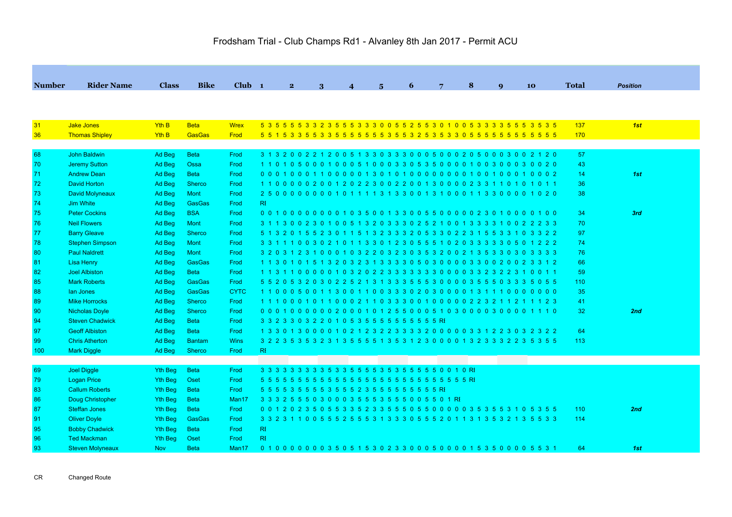# Frodsham Trial - Club Champs Rd1 - Alvanley 8th Jan 2017 - Permit ACU

| Number | Rider Name | Class | Bike | Club | 1 2 3 4 5 6 7 8 9 10 | Total | Position |
|---|---|---|---|---|---|---|---|
| 31 | Jake Jones | Yth B | Beta | Wrex | 5 3 5 5 5 5 3 3 2 3 5 5 5 3 3 3 0 0 5 5 2 5 5 3 0 1 0 0 5 3 3 3 3 5 5 5 3 5 3 5 | 137 | 1st |
| 36 | Thomas Shipley | Yth B | GasGas | Frod | 5 5 1 5 3 3 5 5 3 3 5 5 5 5 5 5 5 3 5 5 3 2 5 3 5 3 3 0 5 5 5 5 5 5 5 5 5 5 5 5 | 170 | |
| | | | | | | | |
| 68 | John Baldwin | Ad Beg | Beta | Frod | 3 1 3 2 0 0 2 2 1 2 0 0 5 1 3 3 0 3 3 3 0 0 0 5 0 0 0 2 0 5 0 0 0 3 0 0 2 1 2 0 | 57 | |
| 70 | Jeremy Sutton | Ad Beg | Ossa | Frod | 1 1 0 1 0 5 0 0 0 1 0 0 0 5 1 0 0 0 3 3 0 5 3 5 0 0 0 0 1 0 0 3 0 0 0 3 0 0 2 0 | 43 | |
| 71 | Andrew Dean | Ad Beg | Beta | Frod | 0 0 0 1 0 0 0 1 1 0 0 0 0 0 1 3 0 1 0 1 0 0 0 0 0 0 0 0 1 0 0 1 0 0 0 1 0 0 0 2 | 14 | 1st |
| 72 | David Horton | Ad Beg | Sherco | Frod | 1 1 0 0 0 0 0 2 0 0 1 2 0 2 2 3 0 0 2 2 0 0 1 3 0 0 0 0 2 3 3 1 1 0 1 0 1 0 1 1 | 36 | |
| 73 | David Molyneaux | Ad Beg | Mont | Frod | 2 5 0 0 0 0 0 0 0 0 1 0 1 1 1 1 3 1 3 3 0 0 1 3 1 0 0 0 1 1 3 3 0 0 0 0 1 0 2 0 | 38 | |
| 74 | Jim White | Ad Beg | GasGas | Frod | RI | | |
| 75 | Peter Cockins | Ad Beg | BSA | Frod | 0 0 1 0 0 0 0 0 0 0 0 1 0 3 5 0 0 1 3 3 0 0 5 5 0 0 0 0 0 2 3 0 1 0 0 0 0 1 0 0 | 34 | 3rd |
| 76 | Neil Flowers | Ad Beg | Mont | Frod | 3 1 1 3 0 0 2 3 0 1 0 0 5 1 3 2 0 3 3 3 0 2 5 2 1 0 0 1 3 3 3 3 1 0 0 2 2 2 3 3 | 70 | |
| 77 | Barry Gleave | Ad Beg | Sherco | Frod | 5 1 3 2 0 1 5 5 2 3 0 1 1 5 1 3 2 3 3 3 2 0 5 3 3 0 2 2 3 1 5 5 3 3 1 0 3 3 2 2 | 97 | |
| 78 | Stephen Simpson | Ad Beg | Mont | Frod | 3 3 1 1 1 0 0 3 0 2 1 0 1 1 3 3 0 1 2 3 0 5 5 5 1 0 2 0 3 3 3 3 3 0 5 0 1 2 2 2 | 74 | |
| 80 | Paul Naldrett | Ad Beg | Mont | Frod | 3 2 0 3 1 2 3 1 0 0 0 1 0 3 2 2 0 3 2 3 0 3 5 3 2 0 0 2 1 3 5 3 3 0 3 0 3 3 3 3 | 76 | |
| 81 | Lisa Henry | Ad Beg | GasGas | Frod | 1 1 3 0 1 0 1 5 1 3 2 0 3 2 3 1 3 3 3 3 0 5 0 3 0 0 0 0 3 3 0 0 2 0 0 2 3 3 1 2 | 66 | |
| 82 | Joel Albiston | Ad Beg | Beta | Frod | 1 1 3 1 1 0 0 0 0 0 1 0 3 2 0 2 2 3 3 3 3 3 3 3 0 0 0 0 3 3 2 3 2 2 3 1 0 0 1 1 | 59 | |
| 85 | Mark Roberts | Ad Beg | GasGas | Frod | 5 5 2 0 5 3 2 0 3 0 2 2 5 2 1 3 1 3 3 3 5 5 5 3 0 0 0 0 3 5 5 5 0 3 3 3 5 0 5 5 | 110 | |
| 88 | Ian Jones | Ad Beg | GasGas | CYTC | 1 1 0 0 0 5 0 0 1 1 3 0 0 1 1 0 0 3 3 3 0 2 0 3 0 0 0 0 1 3 1 1 1 0 0 0 0 0 0 0 | 35 | |
| 89 | Mike Horrocks | Ad Beg | Sherco | Frod | 1 1 1 0 0 0 1 0 1 1 0 0 0 2 1 1 0 3 3 3 0 0 1 0 0 0 0 0 2 2 3 2 1 1 2 1 1 1 2 3 | 41 | |
| 90 | Nicholas Doyle | Ad Beg | Sherco | Frod | 0 0 0 1 0 0 0 0 0 0 2 0 0 0 1 0 1 2 5 5 0 0 0 5 1 0 3 0 0 0 0 3 0 0 0 0 1 1 1 0 | 32 | 2nd |
| 94 | Steven Chadwick | Ad Beg | Beta | Frod | 3 3 2 3 3 0 3 2 2 0 1 0 5 3 5 5 5 5 5 5 5 5 5 5 RI | | |
| 97 | Geoff Albiston | Ad Beg | Beta | Frod | 1 3 3 0 1 3 0 0 0 0 1 0 2 1 2 3 2 2 3 3 3 3 2 0 0 0 0 0 3 3 1 2 2 3 0 3 2 3 2 2 | 64 | |
| 99 | Chris Atherton | Ad Beg | Bantam | Wins | 3 2 2 3 5 3 5 3 2 3 1 3 5 5 5 5 1 3 5 3 1 2 3 0 0 0 0 1 3 2 3 3 3 2 2 3 5 3 5 5 | 113 | |
| 100 | Mark Diggle | Ad Beg | Sherco | Frod | RI | | |
| | | | | | | | |
| 69 | Joel Diggle | Yth Beg | Beta | Frod | 3 3 3 3 3 3 3 3 3 3 5 3 3 5 5 5 5 3 5 3 5 5 5 5 5 0 0 1 0 RI | | |
| 79 | Logan Price | Yth Beg | Oset | Frod | 5 5 5 5 5 5 5 5 5 5 5 5 5 5 5 5 5 5 5 5 5 5 5 5 5 5 5 5 5 RI | | |
| 83 | Callum Roberts | Yth Beg | Beta | Frod | 5 5 5 5 3 5 5 5 5 3 5 5 5 2 3 5 5 5 5 5 5 5 5 5 RI | | |
| 86 | Doug Christopher | Yth Beg | Beta | Man17 | 3 3 3 2 5 5 5 0 3 0 0 0 3 5 5 5 3 5 5 5 0 0 5 5 0 1 RI | | |
| 87 | Steffan Jones | Yth Beg | Beta | Frod | 0 0 1 2 0 2 3 5 0 5 5 3 3 5 2 3 3 5 5 5 0 5 5 0 0 0 0 0 3 5 3 5 5 3 1 0 5 3 5 5 | 110 | 2nd |
| 91 | Oliver Doyle | Yth Beg | GasGas | Frod | 3 3 2 3 1 1 0 0 5 5 5 2 5 5 5 3 1 3 3 3 0 5 5 5 2 0 1 1 3 1 3 5 3 2 1 3 5 5 3 3 | 114 | |
| 95 | Bobby Chadwick | Yth Beg | Beta | Frod | RI | | |
| 96 | Ted Mackman | Yth Beg | Oset | Frod | RI | | |
| 93 | Steven Molyneaux | Nov | Beta | Man17 | 0 1 0 0 0 0 0 0 0 0 3 5 0 5 1 5 3 0 2 3 3 0 0 0 5 0 0 0 0 1 5 3 5 0 0 0 0 5 5 3 1 | 64 | 1st |

CR Changed Route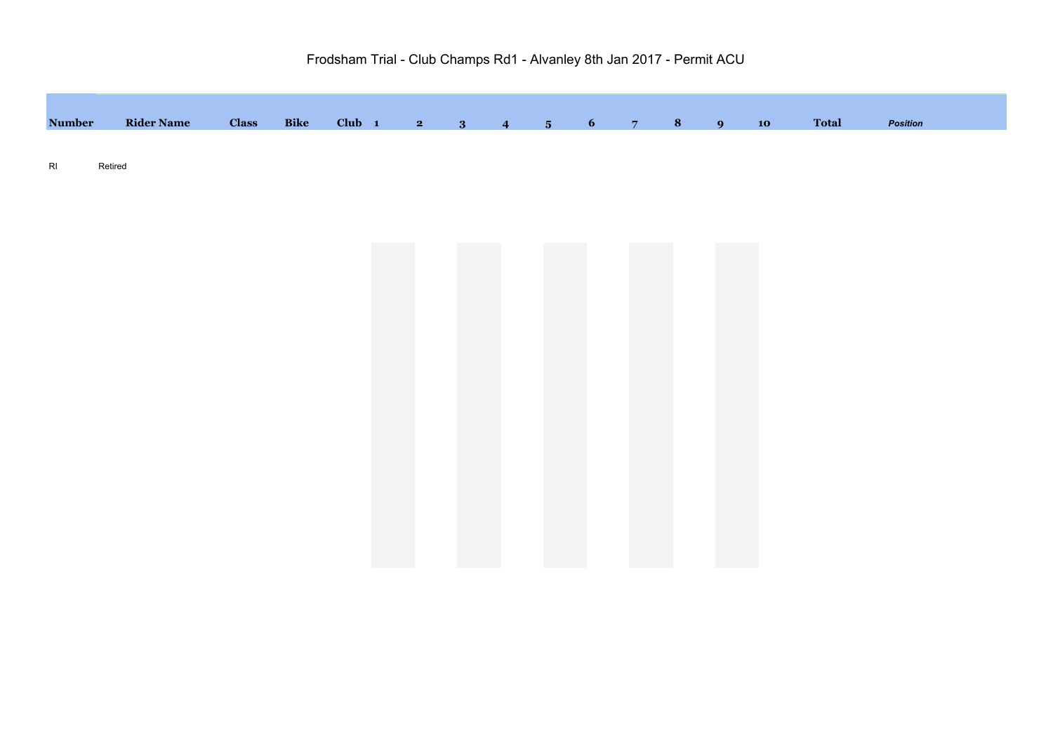Frodsham Trial - Club Champs Rd1 - Alvanley 8th Jan 2017 - Permit ACU

| Number | Rider Name | Class | Bike | Club | 1 | 2 | 3 | 4 | 5 | 6 | 7 | 8 | 9 | 10 | Total | *Position* |
|---|---|---|---|---|---|---|---|---|---|---|---|---|---|---|---|---|

RI Retired